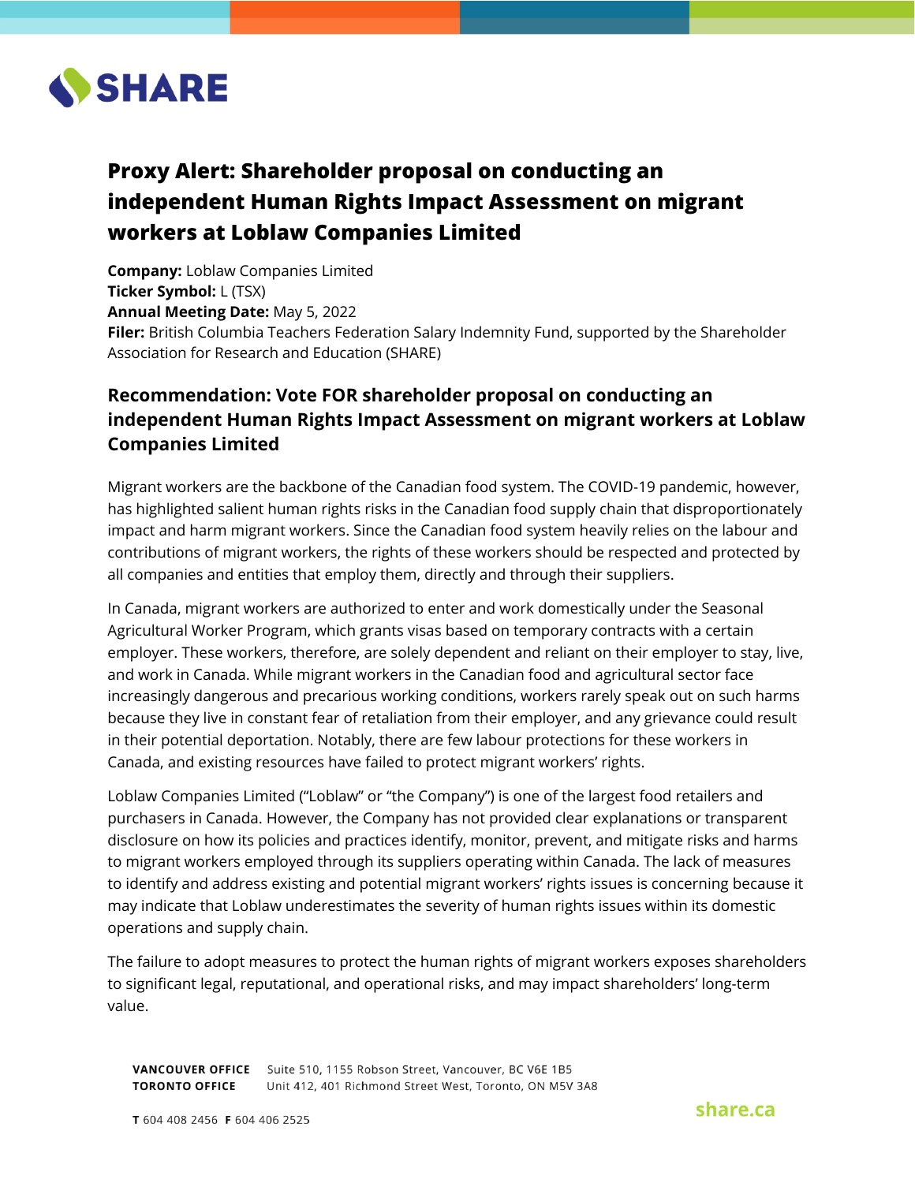# Proxy Alert: Shareholder proposal on conducting an independent Human Rights Impact Assessment on migrant workers at Loblaw Companies Limited

**Company:** Loblaw Companies Limited
**Ticker Symbol:** L (TSX)
**Annual Meeting Date:** May 5, 2022
**Filer:** British Columbia Teachers Federation Salary Indemnity Fund, supported by the Shareholder Association for Research and Education (SHARE)

## Recommendation: Vote FOR shareholder proposal on conducting an independent Human Rights Impact Assessment on migrant workers at Loblaw Companies Limited

Migrant workers are the backbone of the Canadian food system. The COVID-19 pandemic, however, has highlighted salient human rights risks in the Canadian food supply chain that disproportionately impact and harm migrant workers. Since the Canadian food system heavily relies on the labour and contributions of migrant workers, the rights of these workers should be respected and protected by all companies and entities that employ them, directly and through their suppliers.

In Canada, migrant workers are authorized to enter and work domestically under the Seasonal Agricultural Worker Program, which grants visas based on temporary contracts with a certain employer. These workers, therefore, are solely dependent and reliant on their employer to stay, live, and work in Canada. While migrant workers in the Canadian food and agricultural sector face increasingly dangerous and precarious working conditions, workers rarely speak out on such harms because they live in constant fear of retaliation from their employer, and any grievance could result in their potential deportation. Notably, there are few labour protections for these workers in Canada, and existing resources have failed to protect migrant workers' rights.

Loblaw Companies Limited ("Loblaw" or "the Company") is one of the largest food retailers and purchasers in Canada. However, the Company has not provided clear explanations or transparent disclosure on how its policies and practices identify, monitor, prevent, and mitigate risks and harms to migrant workers employed through its suppliers operating within Canada. The lack of measures to identify and address existing and potential migrant workers' rights issues is concerning because it may indicate that Loblaw underestimates the severity of human rights issues within its domestic operations and supply chain.

The failure to adopt measures to protect the human rights of migrant workers exposes shareholders to significant legal, reputational, and operational risks, and may impact shareholders' long-term value.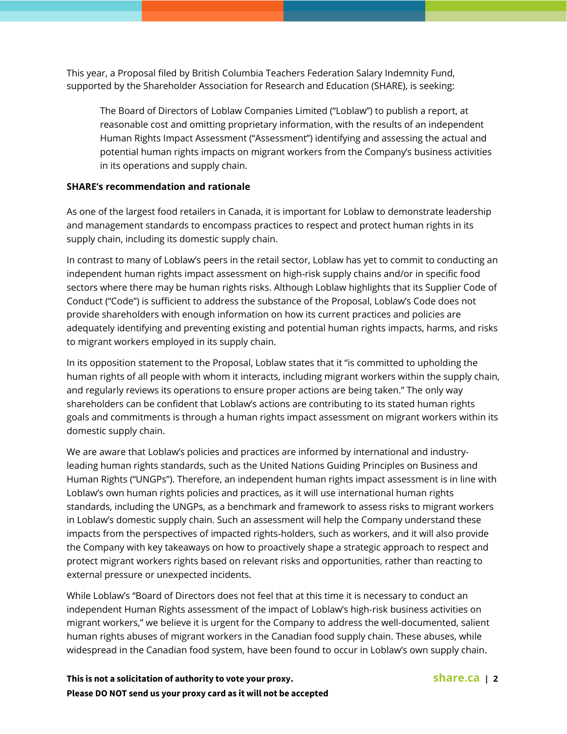This year, a Proposal filed by British Columbia Teachers Federation Salary Indemnity Fund, supported by the Shareholder Association for Research and Education (SHARE), is seeking:

> The Board of Directors of Loblaw Companies Limited ("Loblaw") to publish a report, at reasonable cost and omitting proprietary information, with the results of an independent Human Rights Impact Assessment ("Assessment") identifying and assessing the actual and potential human rights impacts on migrant workers from the Company's business activities in its operations and supply chain.

**SHARE's recommendation and rationale**

As one of the largest food retailers in Canada, it is important for Loblaw to demonstrate leadership and management standards to encompass practices to respect and protect human rights in its supply chain, including its domestic supply chain.

In contrast to many of Loblaw's peers in the retail sector, Loblaw has yet to commit to conducting an independent human rights impact assessment on high-risk supply chains and/or in specific food sectors where there may be human rights risks. Although Loblaw highlights that its Supplier Code of Conduct ("Code") is sufficient to address the substance of the Proposal, Loblaw's Code does not provide shareholders with enough information on how its current practices and policies are adequately identifying and preventing existing and potential human rights impacts, harms, and risks to migrant workers employed in its supply chain.

In its opposition statement to the Proposal, Loblaw states that it "is committed to upholding the human rights of all people with whom it interacts, including migrant workers within the supply chain, and regularly reviews its operations to ensure proper actions are being taken." The only way shareholders can be confident that Loblaw's actions are contributing to its stated human rights goals and commitments is through a human rights impact assessment on migrant workers within its domestic supply chain.

We are aware that Loblaw's policies and practices are informed by international and industry-leading human rights standards, such as the United Nations Guiding Principles on Business and Human Rights ("UNGPs"). Therefore, an independent human rights impact assessment is in line with Loblaw's own human rights policies and practices, as it will use international human rights standards, including the UNGPs, as a benchmark and framework to assess risks to migrant workers in Loblaw's domestic supply chain. Such an assessment will help the Company understand these impacts from the perspectives of impacted rights-holders, such as workers, and it will also provide the Company with key takeaways on how to proactively shape a strategic approach to respect and protect migrant workers rights based on relevant risks and opportunities, rather than reacting to external pressure or unexpected incidents.

While Loblaw's "Board of Directors does not feel that at this time it is necessary to conduct an independent Human Rights assessment of the impact of Loblaw's high-risk business activities on migrant workers," we believe it is urgent for the Company to address the well-documented, salient human rights abuses of migrant workers in the Canadian food supply chain. These abuses, while widespread in the Canadian food system, have been found to occur in Loblaw's own supply chain.

**This is not a solicitation of authority to vote your proxy.**
**Please DO NOT send us your proxy card as it will not be accepted**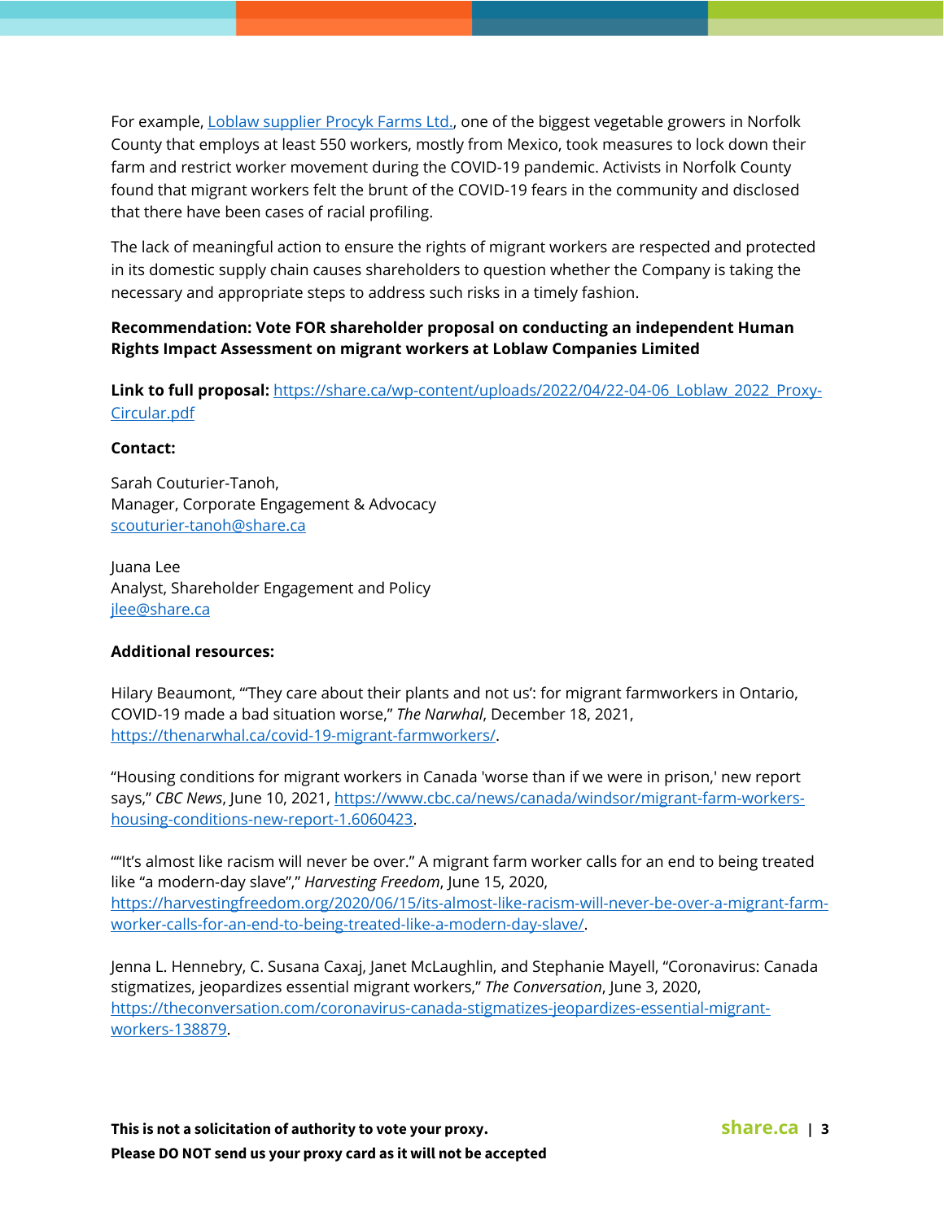For example, [Loblaw supplier Procyk Farms Ltd.](), one of the biggest vegetable growers in Norfolk County that employs at least 550 workers, mostly from Mexico, took measures to lock down their farm and restrict worker movement during the COVID-19 pandemic. Activists in Norfolk County found that migrant workers felt the brunt of the COVID-19 fears in the community and disclosed that there have been cases of racial profiling.

The lack of meaningful action to ensure the rights of migrant workers are respected and protected in its domestic supply chain causes shareholders to question whether the Company is taking the necessary and appropriate steps to address such risks in a timely fashion.

**Recommendation: Vote FOR shareholder proposal on conducting an independent Human Rights Impact Assessment on migrant workers at Loblaw Companies Limited**

**Link to full proposal:** https://share.ca/wp-content/uploads/2022/04/22-04-06_Loblaw_2022_Proxy-Circular.pdf

**Contact:**

Sarah Couturier-Tanoh,
Manager, Corporate Engagement & Advocacy
scouturier-tanoh@share.ca

Juana Lee
Analyst, Shareholder Engagement and Policy
jlee@share.ca

**Additional resources:**

Hilary Beaumont, "'They care about their plants and not us': for migrant farmworkers in Ontario, COVID-19 made a bad situation worse," *The Narwhal*, December 18, 2021, https://thenarwhal.ca/covid-19-migrant-farmworkers/.

"Housing conditions for migrant workers in Canada 'worse than if we were in prison,' new report says," *CBC News*, June 10, 2021, https://www.cbc.ca/news/canada/windsor/migrant-farm-workers-housing-conditions-new-report-1.6060423.

""It's almost like racism will never be over." A migrant farm worker calls for an end to being treated like "a modern-day slave"," *Harvesting Freedom*, June 15, 2020, https://harvestingfreedom.org/2020/06/15/its-almost-like-racism-will-never-be-over-a-migrant-farm-worker-calls-for-an-end-to-being-treated-like-a-modern-day-slave/.

Jenna L. Hennebry, C. Susana Caxaj, Janet McLaughlin, and Stephanie Mayell, "Coronavirus: Canada stigmatizes, jeopardizes essential migrant workers," *The Conversation*, June 3, 2020, https://theconversation.com/coronavirus-canada-stigmatizes-jeopardizes-essential-migrant-workers-138879.

**This is not a solicitation of authority to vote your proxy.**
**Please DO NOT send us your proxy card as it will not be accepted**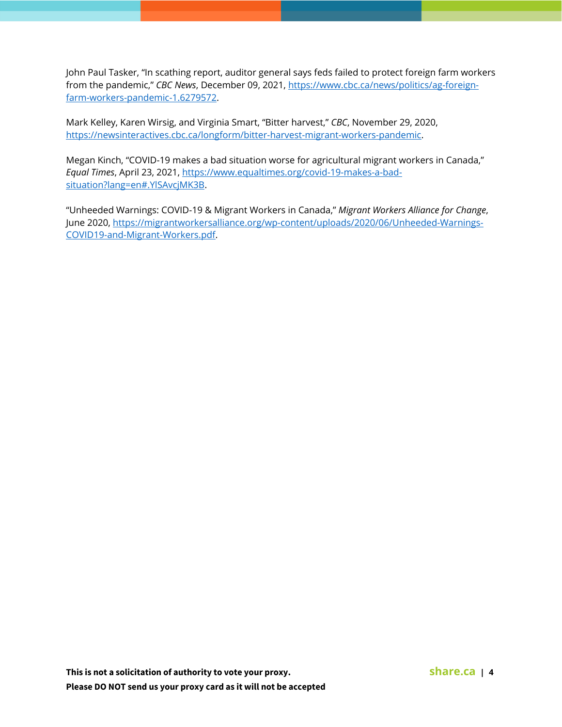John Paul Tasker, “In scathing report, auditor general says feds failed to protect foreign farm workers from the pandemic,” *CBC News*, December 09, 2021, https://www.cbc.ca/news/politics/ag-foreign-farm-workers-pandemic-1.6279572.

Mark Kelley, Karen Wirsig, and Virginia Smart, “Bitter harvest,” *CBC*, November 29, 2020, https://newsinteractives.cbc.ca/longform/bitter-harvest-migrant-workers-pandemic.

Megan Kinch, “COVID-19 makes a bad situation worse for agricultural migrant workers in Canada,” *Equal Times*, April 23, 2021, https://www.equaltimes.org/covid-19-makes-a-bad-situation?lang=en#.YlSAvcjMK3B.

“Unheeded Warnings: COVID-19 & Migrant Workers in Canada,” *Migrant Workers Alliance for Change*, June 2020, https://migrantworkersalliance.org/wp-content/uploads/2020/06/Unheeded-Warnings-COVID19-and-Migrant-Workers.pdf.

**This is not a solicitation of authority to vote your proxy.**
**Please DO NOT send us your proxy card as it will not be accepted**